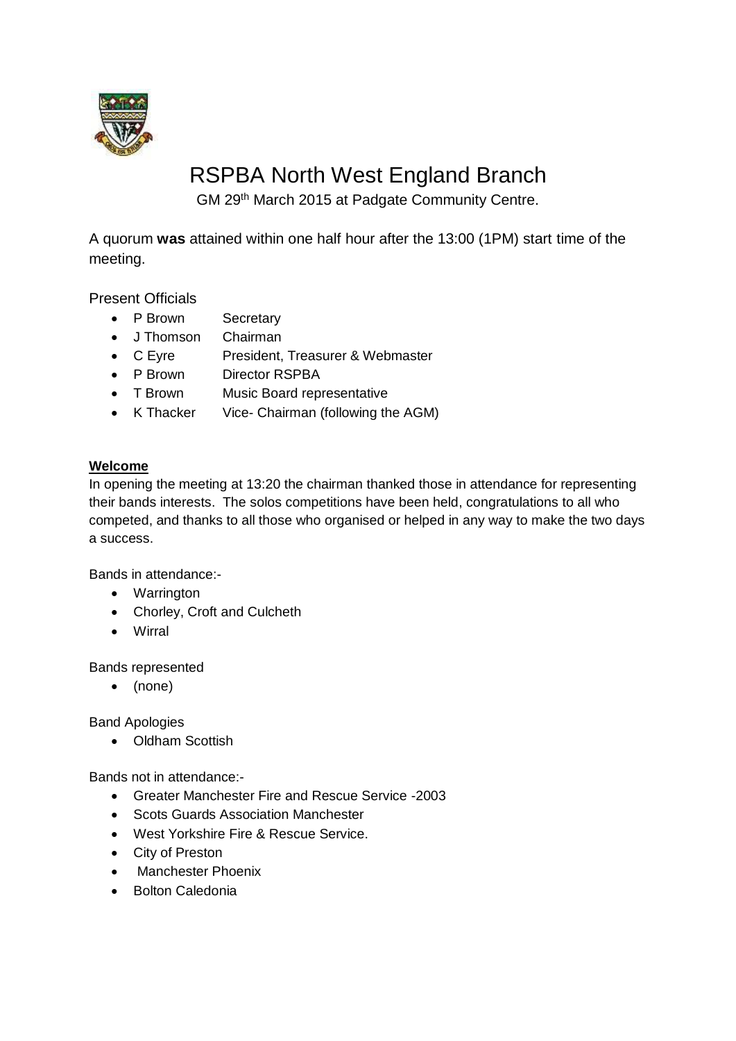# RSPBA North West England Branch

GM 29th March 2015 at Padgate Community Centre.

A quorum **was** attained within one half hour after the 13:00 (1PM) start time of the meeting.

Present Officials

- P Brown Secretary
- J Thomson Chairman
- C Eyre President, Treasurer & Webmaster
- P Brown Director RSPBA
- T Brown Music Board representative
- K Thacker Vice- Chairman (following the AGM)

**Welcome**

In opening the meeting at 13:20 the chairman thanked those in attendance for representing their bands interests. The solos competitions have been held, congratulations to all who competed, and thanks to all those who organised or helped in any way to make the two days a success.

Bands in attendance:-

- Warrington
- Chorley, Croft and Culcheth
- Wirral

Bands represented

- (none)

Band Apologies

- Oldham Scottish

Bands not in attendance:-

- Greater Manchester Fire and Rescue Service -2003
- Scots Guards Association Manchester
- West Yorkshire Fire & Rescue Service.
- City of Preston
- Manchester Phoenix
- Bolton Caledonia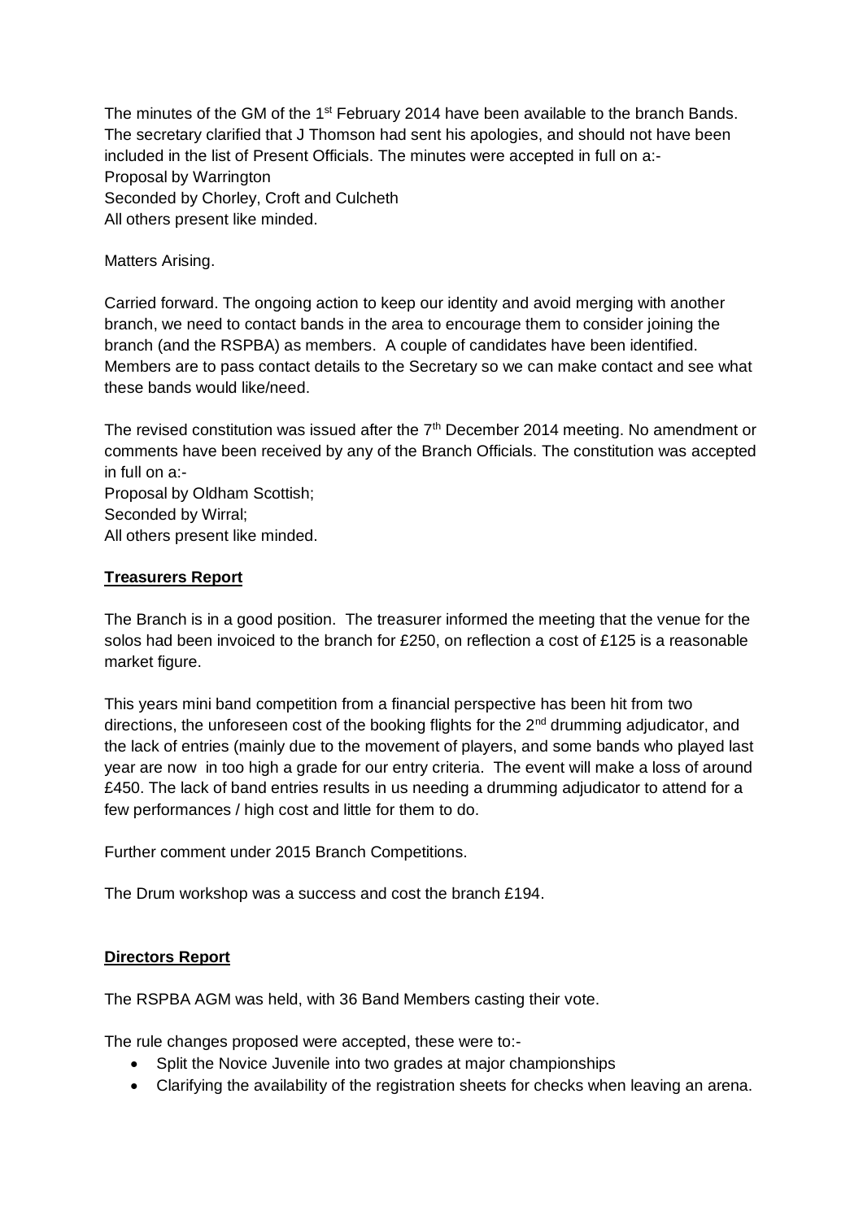The minutes of the GM of the 1st February 2014 have been available to the branch Bands. The secretary clarified that J Thomson had sent his apologies, and should not have been included in the list of Present Officials. The minutes were accepted in full on a:-
Proposal by Warrington
Seconded by Chorley, Croft and Culcheth
All others present like minded.

Matters Arising.

Carried forward. The ongoing action to keep our identity and avoid merging with another branch, we need to contact bands in the area to encourage them to consider joining the branch (and the RSPBA) as members. A couple of candidates have been identified. Members are to pass contact details to the Secretary so we can make contact and see what these bands would like/need.

The revised constitution was issued after the 7th December 2014 meeting. No amendment or comments have been received by any of the Branch Officials. The constitution was accepted in full on a:-
Proposal by Oldham Scottish;
Seconded by Wirral;
All others present like minded.

**Treasurers Report**

The Branch is in a good position. The treasurer informed the meeting that the venue for the solos had been invoiced to the branch for £250, on reflection a cost of £125 is a reasonable market figure.

This years mini band competition from a financial perspective has been hit from two directions, the unforeseen cost of the booking flights for the 2nd drumming adjudicator, and the lack of entries (mainly due to the movement of players, and some bands who played last year are now in too high a grade for our entry criteria. The event will make a loss of around £450. The lack of band entries results in us needing a drumming adjudicator to attend for a few performances / high cost and little for them to do.

Further comment under 2015 Branch Competitions.

The Drum workshop was a success and cost the branch £194.

**Directors Report**

The RSPBA AGM was held, with 36 Band Members casting their vote.

The rule changes proposed were accepted, these were to:-

- Split the Novice Juvenile into two grades at major championships
- Clarifying the availability of the registration sheets for checks when leaving an arena.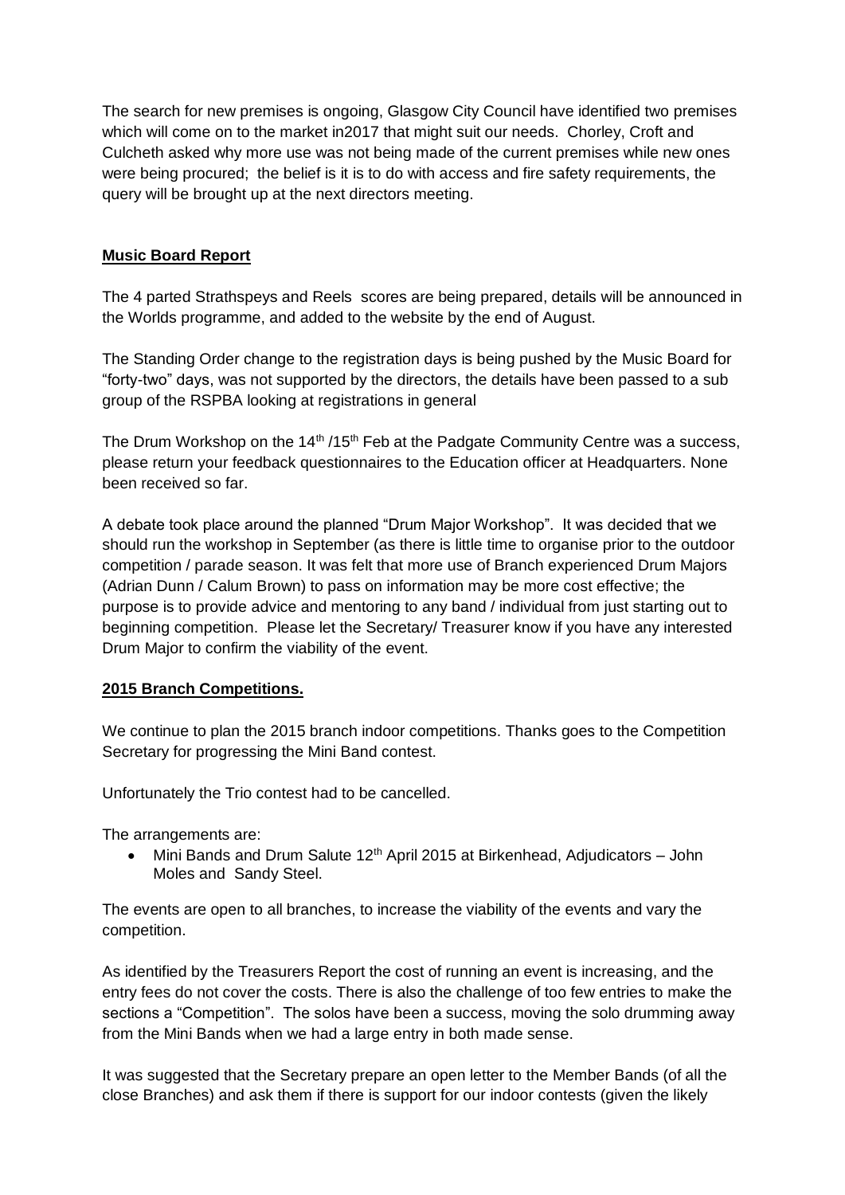The search for new premises is ongoing, Glasgow City Council have identified two premises which will come on to the market in2017 that might suit our needs. Chorley, Croft and Culcheth asked why more use was not being made of the current premises while new ones were being procured; the belief is it is to do with access and fire safety requirements, the query will be brought up at the next directors meeting.

## Music Board Report

The 4 parted Strathspeys and Reels scores are being prepared, details will be announced in the Worlds programme, and added to the website by the end of August.

The Standing Order change to the registration days is being pushed by the Music Board for "forty-two" days, was not supported by the directors, the details have been passed to a sub group of the RSPBA looking at registrations in general

The Drum Workshop on the 14th /15th Feb at the Padgate Community Centre was a success, please return your feedback questionnaires to the Education officer at Headquarters. None been received so far.

A debate took place around the planned "Drum Major Workshop". It was decided that we should run the workshop in September (as there is little time to organise prior to the outdoor competition / parade season. It was felt that more use of Branch experienced Drum Majors (Adrian Dunn / Calum Brown) to pass on information may be more cost effective; the purpose is to provide advice and mentoring to any band / individual from just starting out to beginning competition. Please let the Secretary/ Treasurer know if you have any interested Drum Major to confirm the viability of the event.

## 2015 Branch Competitions.

We continue to plan the 2015 branch indoor competitions. Thanks goes to the Competition Secretary for progressing the Mini Band contest.

Unfortunately the Trio contest had to be cancelled.

The arrangements are:

- Mini Bands and Drum Salute 12th April 2015 at Birkenhead, Adjudicators – John Moles and Sandy Steel.

The events are open to all branches, to increase the viability of the events and vary the competition.

As identified by the Treasurers Report the cost of running an event is increasing, and the entry fees do not cover the costs. There is also the challenge of too few entries to make the sections a "Competition". The solos have been a success, moving the solo drumming away from the Mini Bands when we had a large entry in both made sense.

It was suggested that the Secretary prepare an open letter to the Member Bands (of all the close Branches) and ask them if there is support for our indoor contests (given the likely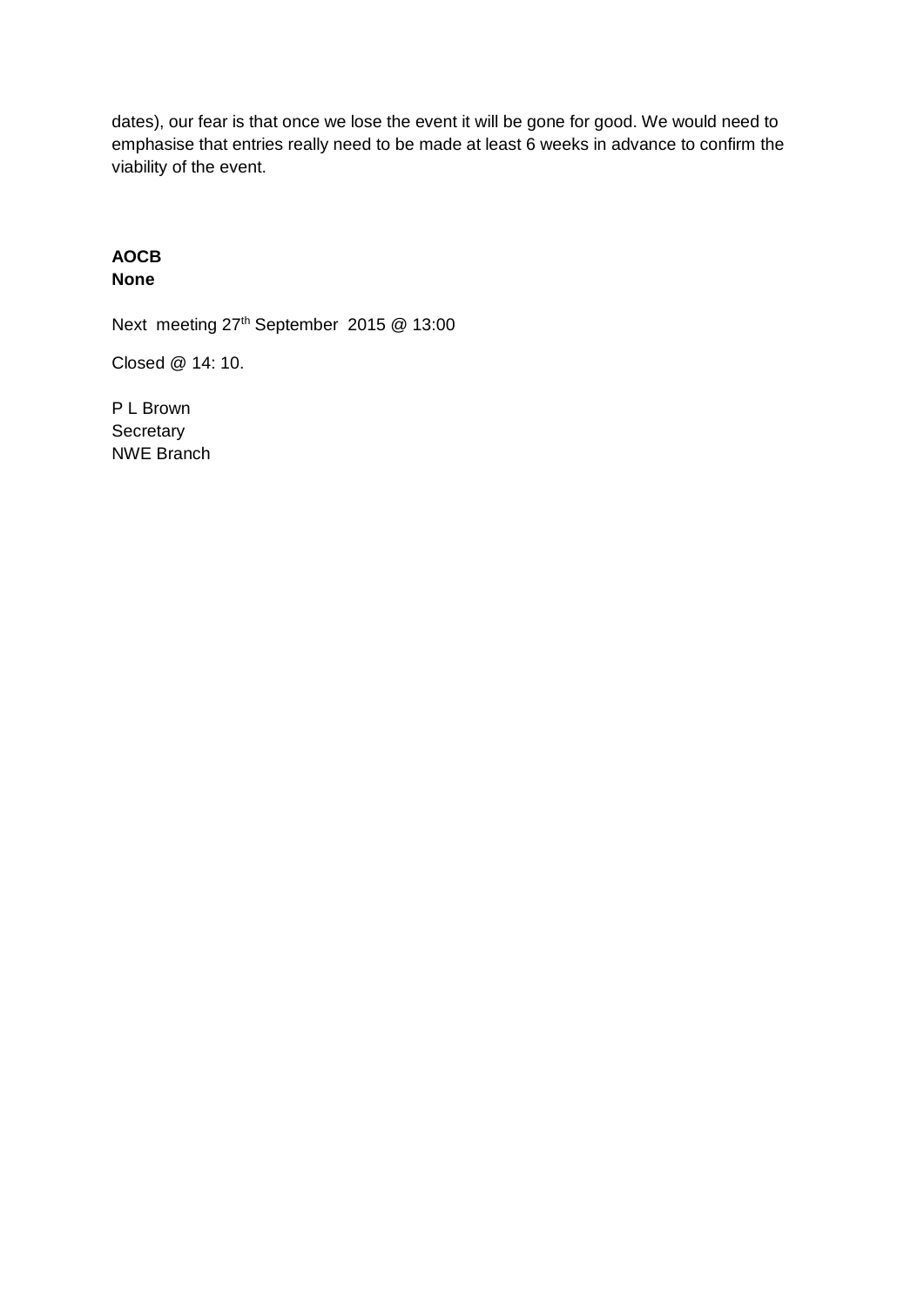dates), our fear is that once we lose the event it will be gone for good. We would need to emphasise that entries really need to be made at least 6 weeks in advance to confirm the viability of the event.

**AOCB**
**None**

Next meeting 27th September 2015 @ 13:00

Closed @ 14: 10.

P L Brown
Secretary
NWE Branch